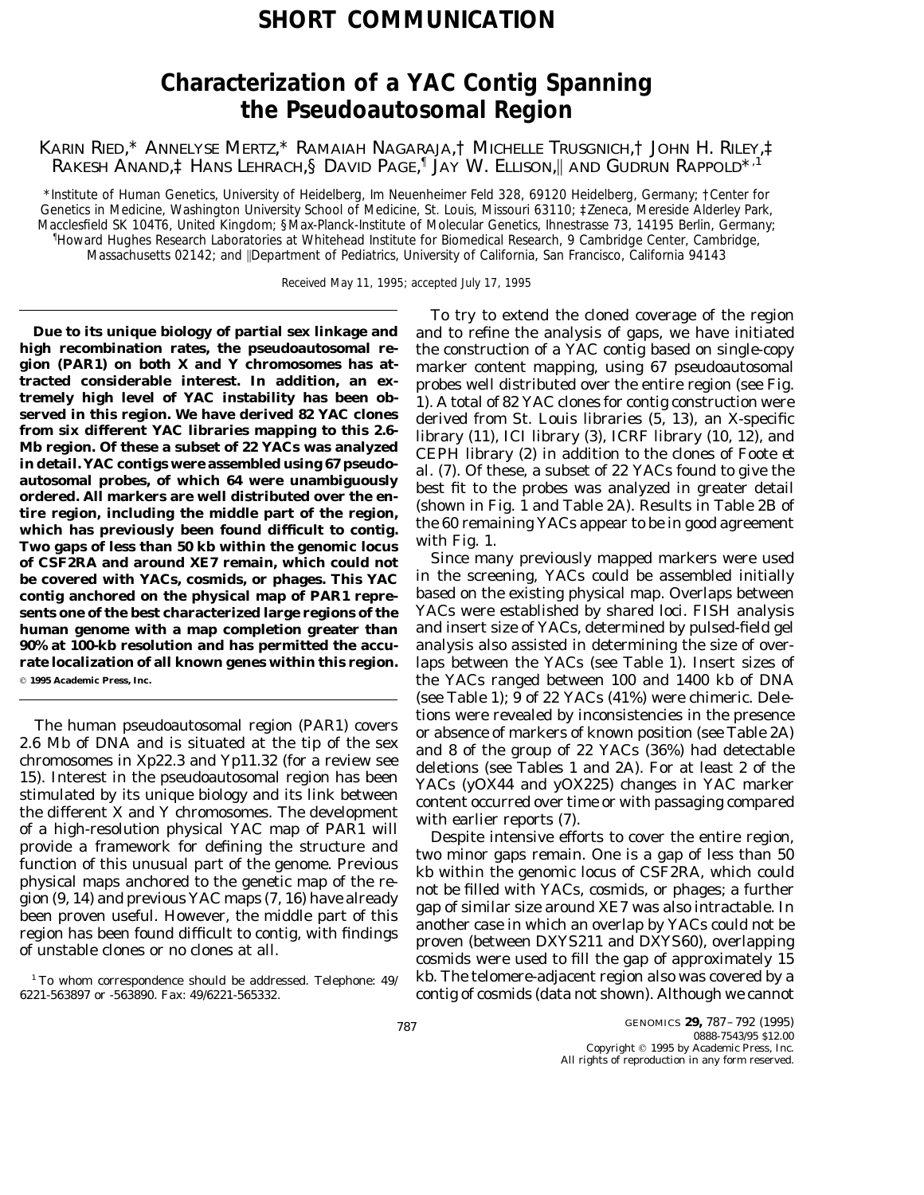# SHORT COMMUNICATION

# Characterization of a YAC Contig Spanning the Pseudoautosomal Region

KARIN RIED,* ANNELYSE MERTZ,* RAMAIAH NAGARAJA,† MICHELLE TRUSGNICH,† JOHN H. RILEY,‡ RAKESH ANAND,‡ HANS LEHRACH,§ DAVID PAGE,¶ JAY W. ELLISON,‖ AND GUDRUN RAPPOLD*[,1]

*Institute of Human Genetics, University of Heidelberg, Im Neuenheimer Feld 328, 69120 Heidelberg, Germany; †Center for Genetics in Medicine, Washington University School of Medicine, St. Louis, Missouri 63110; ‡Zeneca, Mereside Alderley Park, Macclesfield SK 104T6, United Kingdom; §Max-Planck-Institute of Molecular Genetics, Ihnestrasse 73, 14195 Berlin, Germany; ¶Howard Hughes Research Laboratories at Whitehead Institute for Biomedical Research, 9 Cambridge Center, Cambridge, Massachusetts 02142; and ‖Department of Pediatrics, University of California, San Francisco, California 94143

Received May 11, 1995; accepted July 17, 1995

**Due to its unique biology of partial sex linkage and high recombination rates, the pseudoautosomal region (PAR1) on both X and Y chromosomes has attracted considerable interest. In addition, an extremely high level of YAC instability has been observed in this region. We have derived 82 YAC clones from six different YAC libraries mapping to this 2.6-Mb region. Of these a subset of 22 YACs was analyzed in detail. YAC contigs were assembled using 67 pseudoautosomal probes, of which 64 were unambiguously ordered. All markers are well distributed over the entire region, including the middle part of the region, which has previously been found difficult to contig. Two gaps of less than 50 kb within the genomic locus of CSF2RA and around XE7 remain, which could not be covered with YACs, cosmids, or phages. This YAC contig anchored on the physical map of PAR1 represents one of the best characterized large regions of the human genome with a map completion greater than 90% at 100-kb resolution and has permitted the accurate localization of all known genes within this region.** © **1995 Academic Press, Inc.**

The human pseudoautosomal region (PAR1) covers 2.6 Mb of DNA and is situated at the tip of the sex chromosomes in Xp22.3 and Yp11.32 (for a review see 15). Interest in the pseudoautosomal region has been stimulated by its unique biology and its link between the different X and Y chromosomes. The development of a high-resolution physical YAC map of PAR1 will provide a framework for defining the structure and function of this unusual part of the genome. Previous physical maps anchored to the genetic map of the region (9, 14) and previous YAC maps (7, 16) have already been proven useful. However, the middle part of this region has been found difficult to contig, with findings of unstable clones or no clones at all.

To try to extend the cloned coverage of the region and to refine the analysis of gaps, we have initiated the construction of a YAC contig based on single-copy marker content mapping, using 67 pseudoautosomal probes well distributed over the entire region (see Fig. 1). A total of 82 YAC clones for contig construction were derived from St. Louis libraries (5, 13), an X-specific library (11), ICI library (3), ICRF library (10, 12), and CEPH library (2) in addition to the clones of Foote *et al.* (7). Of these, a subset of 22 YACs found to give the best fit to the probes was analyzed in greater detail (shown in Fig. 1 and Table 2A). Results in Table 2B of the 60 remaining YACs appear to be in good agreement with Fig. 1.

Since many previously mapped markers were used in the screening, YACs could be assembled initially based on the existing physical map. Overlaps between YACs were established by shared loci. FISH analysis and insert size of YACs, determined by pulsed-field gel analysis also assisted in determining the size of overlaps between the YACs (see Table 1). Insert sizes of the YACs ranged between 100 and 1400 kb of DNA (see Table 1); 9 of 22 YACs (41%) were chimeric. Deletions were revealed by inconsistencies in the presence or absence of markers of known position (see Table 2A) and 8 of the group of 22 YACs (36%) had detectable deletions (see Tables 1 and 2A). For at least 2 of the YACs (yOX44 and yOX225) changes in YAC marker content occurred over time or with passaging compared with earlier reports (7).

Despite intensive efforts to cover the entire region, two minor gaps remain. One is a gap of less than 50 kb within the genomic locus of CSF2RA, which could not be filled with YACs, cosmids, or phages; a further gap of similar size around XE7 was also intractable. In another case in which an overlap by YACs could not be proven (between DXYS211 and DXYS60), overlapping cosmids were used to fill the gap of approximately 15 kb. The telomere-adjacent region also was covered by a contig of cosmids (data not shown). Although we cannot

[1] To whom correspondence should be addressed. Telephone: 49/6221-563897 or -563890. Fax: 49/6221-565332.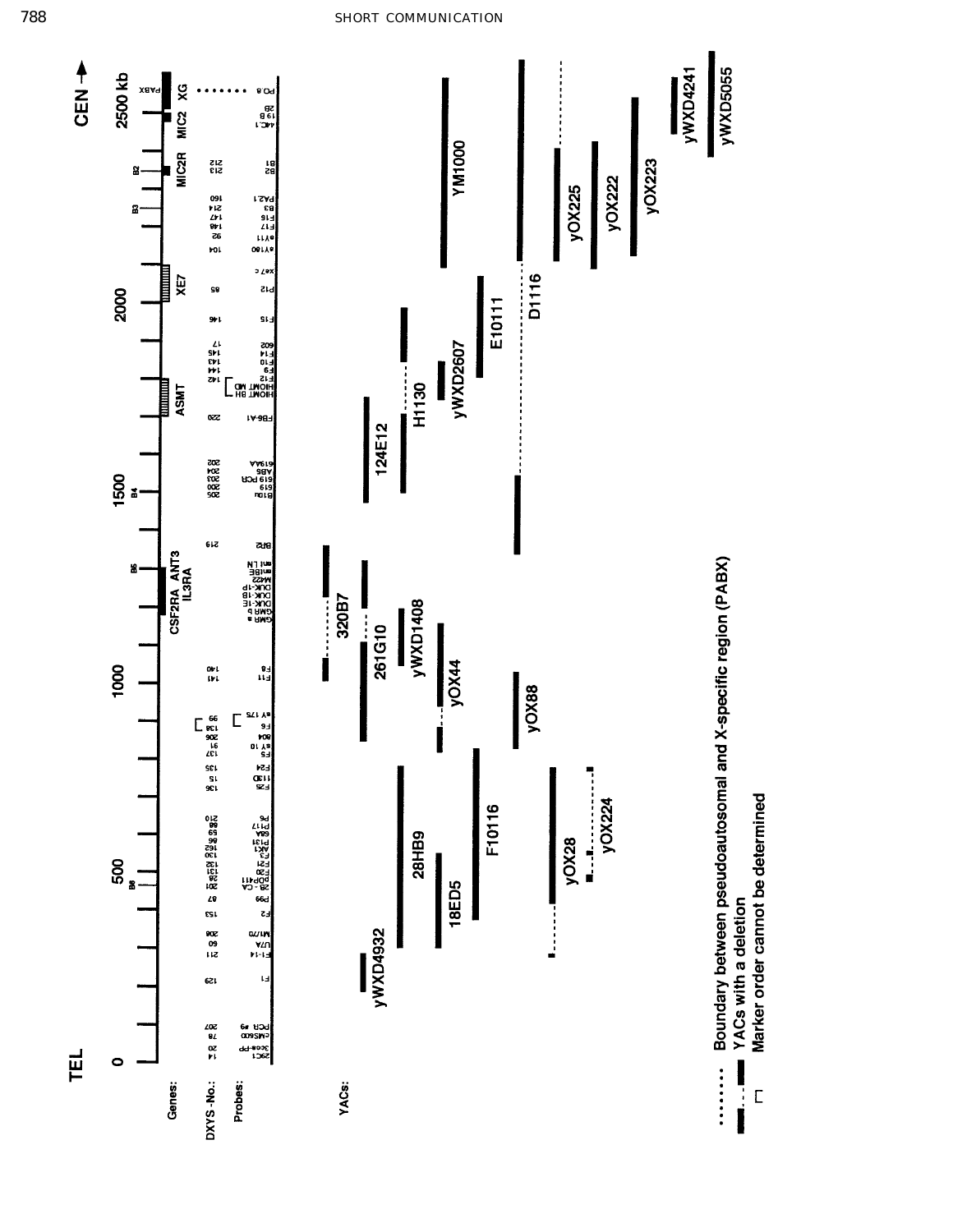TEL → CEN

0 — 500 — 1000 — 1500 — 2000 — 2500 kb

Genes: CSF2RA, ANT3, IL3RA, ASMT, XE7, MIC2R, MIC2, XG, PABX

YACs: yWXD4932, 28HB9, 18ED5, F10116, yOX28, yOX224, 320B7, 261G10, yWXD1408, yOX44, yOX88, 124E12, H1130, yWXD2607, E10111, D1116, YM1000, yOX225, yOX222, yOX223, yWXD4241, yWXD5055

········ Boundary between pseudoautosomal and X-specific region (PABX)

▬ - - ▬ YACs with a deletion

⌐ Marker order cannot be determined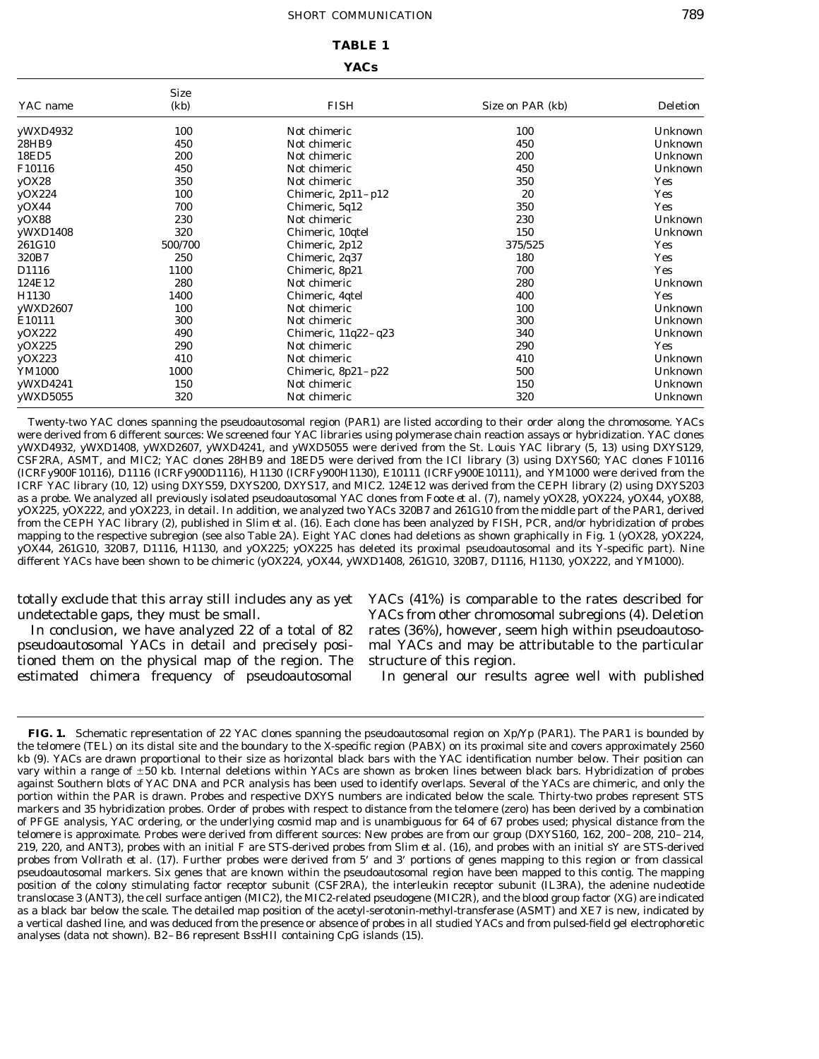**TABLE 1**

**YACs**

| YAC name | Size (kb) | FISH | Size on PAR (kb) | Deletion |
|---|---|---|---|---|
| yWXD4932 | 100 | Not chimeric | 100 | Unknown |
| 28HB9 | 450 | Not chimeric | 450 | Unknown |
| 18ED5 | 200 | Not chimeric | 200 | Unknown |
| F10116 | 450 | Not chimeric | 450 | Unknown |
| yOX28 | 350 | Not chimeric | 350 | Yes |
| yOX224 | 100 | Chimeric, 2p11–p12 | 20 | Yes |
| yOX44 | 700 | Chimeric, 5q12 | 350 | Yes |
| yOX88 | 230 | Not chimeric | 230 | Unknown |
| yWXD1408 | 320 | Chimeric, 10qtel | 150 | Unknown |
| 261G10 | 500/700 | Chimeric, 2p12 | 375/525 | Yes |
| 320B7 | 250 | Chimeric, 2q37 | 180 | Yes |
| D1116 | 1100 | Chimeric, 8p21 | 700 | Yes |
| 124E12 | 280 | Not chimeric | 280 | Unknown |
| H1130 | 1400 | Chimeric, 4qtel | 400 | Yes |
| yWXD2607 | 100 | Not chimeric | 100 | Unknown |
| E10111 | 300 | Not chimeric | 300 | Unknown |
| yOX222 | 490 | Chimeric, 11q22–q23 | 340 | Unknown |
| yOX225 | 290 | Not chimeric | 290 | Yes |
| yOX223 | 410 | Not chimeric | 410 | Unknown |
| YM1000 | 1000 | Chimeric, 8p21–p22 | 500 | Unknown |
| yWXD4241 | 150 | Not chimeric | 150 | Unknown |
| yWXD5055 | 320 | Not chimeric | 320 | Unknown |

Twenty-two YAC clones spanning the pseudoautosomal region (PAR1) are listed according to their order along the chromosome. YACs were derived from 6 different sources: We screened four YAC libraries using polymerase chain reaction assays or hybridization. YAC clones yWXD4932, yWXD1408, yWXD2607, yWXD4241, and yWXD5055 were derived from the St. Louis YAC library (5, 13) using DXYS129, CSF2RA, ASMT, and MIC2; YAC clones 28HB9 and 18ED5 were derived from the ICI library (3) using DXYS60; YAC clones F10116 (ICRFy900F10116), D1116 (ICRFy900D1116), H1130 (ICRFy900H1130), E10111 (ICRFy900E10111), and YM1000 were derived from the ICRF YAC library (10, 12) using DXYS59, DXYS200, DXYS17, and MIC2. 124E12 was derived from the CEPH library (2) using DXYS203 as a probe. We analyzed all previously isolated pseudoautosomal YAC clones from Foote *et al.* (7), namely yOX28, yOX224, yOX44, yOX88, yOX225, yOX222, and yOX223, in detail. In addition, we analyzed two YACs 320B7 and 261G10 from the middle part of the PAR1, derived from the CEPH YAC library (2), published in Slim *et al.* (16). Each clone has been analyzed by FISH, PCR, and/or hybridization of probes mapping to the respective subregion (see also Table 2A). Eight YAC clones had deletions as shown graphically in Fig. 1 (yOX28, yOX224, yOX44, 261G10, 320B7, D1116, H1130, and yOX225; yOX225 has deleted its proximal pseudoautosomal and its Y-specific part). Nine different YACs have been shown to be chimeric (yOX224, yOX44, yWXD1408, 261G10, 320B7, D1116, H1130, yOX222, and YM1000).

totally exclude that this array still includes any as yet undetectable gaps, they must be small.

In conclusion, we have analyzed 22 of a total of 82 pseudoautosomal YACs in detail and precisely positioned them on the physical map of the region. The estimated chimera frequency of pseudoautosomal YACs (41%) is comparable to the rates described for YACs from other chromosomal subregions (4). Deletion rates (36%), however, seem high within pseudoautosomal YACs and may be attributable to the particular structure of this region.

In general our results agree well with published

**FIG. 1.** Schematic representation of 22 YAC clones spanning the pseudoautosomal region on Xp/Yp (PAR1). The PAR1 is bounded by the telomere (TEL) on its distal site and the boundary to the X-specific region (PABX) on its proximal site and covers approximately 2560 kb (9). YACs are drawn proportional to their size as horizontal black bars with the YAC identification number below. Their position can vary within a range of ±50 kb. Internal deletions within YACs are shown as broken lines between black bars. Hybridization of probes against Southern blots of YAC DNA and PCR analysis has been used to identify overlaps. Several of the YACs are chimeric, and only the portion within the PAR is drawn. Probes and respective DXYS numbers are indicated below the scale. Thirty-two probes represent STS markers and 35 hybridization probes. Order of probes with respect to distance from the telomere (zero) has been derived by a combination of PFGE analysis, YAC ordering, or the underlying cosmid map and is unambiguous for 64 of 67 probes used; physical distance from the telomere is approximate. Probes were derived from different sources: New probes are from our group (DXYS160, 162, 200–208, 210–214, 219, 220, and ANT3), probes with an initial F are STS-derived probes from Slim *et al.* (16), and probes with an initial sY are STS-derived probes from Vollrath *et al.* (17). Further probes were derived from 5′ and 3′ portions of genes mapping to this region or from classical pseudoautosomal markers. Six genes that are known within the pseudoautosomal region have been mapped to this contig. The mapping position of the colony stimulating factor receptor subunit (CSF2RA), the interleukin receptor subunit (IL3RA), the adenine nucleotide translocase 3 (ANT3), the cell surface antigen (MIC2), the MIC2-related pseudogene (MIC2R), and the blood group factor (XG) are indicated as a black bar below the scale. The detailed map position of the acetyl-serotonin-methyl-transferase (ASMT) and XE7 is new, indicated by a vertical dashed line, and was deduced from the presence or absence of probes in all studied YACs and from pulsed-field gel electrophoretic analyses (data not shown). B2–B6 represent BssHII containing CpG islands (15).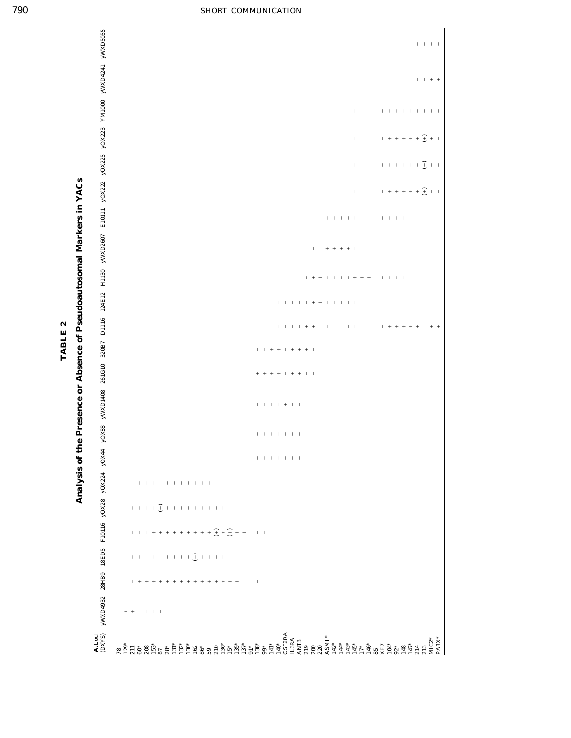# TABLE 2

## Analysis of the Presence or Absence of Pseudoautosomal Markers in YACs

| A. Loci (DXYS) | yWXD4932 | 28HB9 | 18ED5 | F10116 | yOX28 | yOX224 | yOX44 | yOX88 | yWXD1408 | 261G10 | 320B7 | D1116 | 124E12 | H1130 | yWXD2607 | E10111 | yOX222 | yOX225 | yOX223 | YM1000 | yWXD4241 | yWXD5055 |
|---|---|---|---|---|---|---|---|---|---|---|---|---|---|---|---|---|---|---|---|---|---|---|
| 78 | − | | − | | | | | | | | | | | | | | | | | | | |
| 129* | + | − | − | − | − | | | | | | | | | | | | | | | | | |
| 211 | + | − | − | − | + | | | | | | | | | | | | | | | | | |
| 60* | | + | + | − | − | − | | | | | | | | | | | | | | | | |
| 208 | − | + | | − | − | − | | | | | | | | | | | | | | | | |
| 153* | − | + | + | − | − | − | | | | | | | | | | | | | | | | |
| 87 | − | + | | + | (+) | | | | | | | | | | | | | | | | | |
| 28* | | + | + | + | + | + | | | | | | | | | | | | | | | | |
| 131* | | + | + | + | + | + | | | | | | | | | | | | | | | | |
| 132* | | + | + | + | + | − | | | | | | | | | | | | | | | | |
| 130* | | + | + | + | + | + | | | | | | | | | | | | | | | | |
| 162 | | + | (+) | + | + | − | | | | | | | | | | | | | | | | |
| 86* | | + | − | + | + | − | | | | | | | | | | | | | | | | |
| 59 | | + | − | + | + | − | | | | | | | | | | | | | | | | |
| 210 | | + | − | (+) | + | | | | | | | | | | | | | | | | | |
| 136* | | + | − | + | + | | | | | | | | | | | | | | | | | |
| 15* | | + | − | (+) | + | − | − | − | − | | | | | | | | | | | | | |
| 135* | | + | − | + | + | + | | | | | | | | | | | | | | | | |
| 137* | | − | − | + | − | | + | − | − | − | − | | | | | | | | | | | |
| 91* | | | | − | | | + | + | − | − | − | | | | | | | | | | | |
| 138* | | − | | − | | | − | + | − | + | − | | | | | | | | | | | |
| 99* | | | | − | | | − | + | − | + | − | | | | | | | | | | | |
| 141* | | | | | | | + | + | − | + | + | | | | | | | | | | | |
| 140* | | | | | | | + | − | − | + | + | − | − | | | | | | | | | |
| CSF2RA | | | | | | | − | − | + | − | − | − | − | | | | | | | | | |
| IL3RA | | | | | | | − | − | − | + | + | − | − | | | | | | | | | |
| ANT3 | | | | | | | − | − | − | + | + | − | − | | | | | | | | | |
| 219 | | | | | | | | | | − | + | + | − | − | | | | | | | | |
| 200 | | | | | | | | | | − | − | + | + | + | − | | | | | | | |
| 220 | | | | | | | | | | | | − | + | + | − | − | | | | | | |
| ASMT* | | | | | | | | | | | | − | − | − | + | − | | | | | | |
| 142* | | | | | | | | | | | | | − | − | + | − | | | | | | |
| 144* | | | | | | | | | | | | | − | − | + | + | | | | | | |
| 143* | | | | | | | | | | | | − | − | − | + | + | | | | | | |
| 145* | | | | | | | | | | | | − | − | + | − | + | − | − | − | − | | |
| 17* | | | | | | | | | | | | − | − | + | − | + | | | | − | | |
| 146* | | | | | | | | | | | | | − | + | − | + | − | − | − | − | | |
| 85 | | | | | | | | | | | | | − | − | | + | − | − | − | − | | |
| XE7 | | | | | | | | | | | | − | | − | | − | − | − | − | − | | |
| 104* | | | | | | | | | | | | + | | − | | − | + | + | + | + | | |
| 92* | | | | | | | | | | | | + | | − | | − | + | + | + | + | | |
| 148 | | | | | | | | | | | | + | | − | | − | + | + | + | + | | |
| 147* | | | | | | | | | | | | + | | | | | + | + | + | + | | |
| 214 | | | | | | | | | | | | + | | | | | + | + | + | + | − | − |
| 213 | | | | | | | | | | | | | | | | | (+) | (+) | (+) | + | − | − |
| MIC2* | | | | | | | | | | | | + | | | | | − | − | + | + | + | + |
| PABX* | | | | | | | | | | | | + | | | | | − | − | − | + | + | + |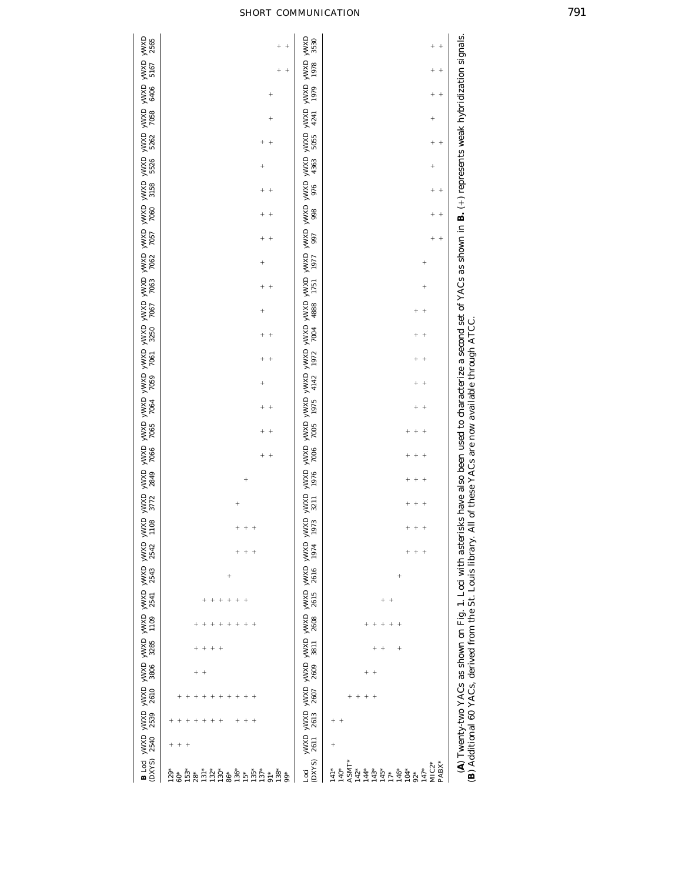**B**

| Loci (DXYS) | yWXD 2540 | yWXD 2539 | yWXD 2610 | yWXD 3806 | yWXD 3285 | yWXD 1109 | yWXD 2541 | yWXD 2543 | yWXD 2542 | yWXD 1108 | yWXD 3772 | yWXD 2849 | yWXD 7066 | yWXD 7065 | yWXD 7064 | yWXD 7059 | yWXD 7061 | yWXD 3250 | yWXD 7067 | yWXD 7063 | yWXD 7062 | yWXD 7057 | yWXD 7060 | yWXD 3158 | yWXD 5526 | yWXD 5262 | yWXD 7058 | yWXD 6406 | yWXD 5167 | yWXD 2565 |
|---|---|---|---|---|---|---|---|---|---|---|---|---|---|---|---|---|---|---|---|---|---|---|---|---|---|---|---|---|---|---|
| 129* | + | + | | | | | | | | | | | | | | | | | | | | | | | | | | | | |
| 60* | + | + | + | | | | | | | | | | | | | | | | | | | | | | | | | | | |
| 153* | + | + | + | | | | | | | | | | | | | | | | | | | | | | | | | | | |
| 28* | | + | + | + | + | + | | | | | | | | | | | | | | | | | | | | | | | | |
| 131* | | + | + | + | + | + | + | | | | | | | | | | | | | | | | | | | | | | | |
| 132* | | + | + | | + | + | + | | | | | | | | | | | | | | | | | | | | | | | |
| 130* | | + | + | | + | + | + | | | | | | | | | | | | | | | | | | | | | | | |
| 86* | | | + | | | + | + | + | | | | | | | | | | | | | | | | | | | | | | |
| 136* | | + | + | | | + | + | | + | + | + | | | | | | | | | | | | | | | | | | | |
| 15* | | + | + | | | + | + | | + | + | | + | | | | | | | | | | | | | | | | | | |
| 135* | | + | + | | | + | | | + | + | | | | | | | | | | | | | | | | | | | | |
| 137* | | | | | | | | | | | | | + | + | + | + | + | + | + | + | + | + | + | + | + | + | | | | |
| 91* | | | | | | | | | | | | | + | + | + | | + | + | | + | | + | + | + | | + | + | + | | |
| 138* | | | | | | | | | | | | | | | | | | | | | | | | | | | | | + | + |
| 99* | | | | | | | | | | | | | | | | | | | | | | | | | | | | | + | + |

| Loci (DXYS) | yWXD 2611 | yWXD 2613 | yWXD 2607 | yWXD 2609 | yWXD 3811 | yWXD 2608 | yWXD 2615 | yWXD 2616 | yWXD 1974 | yWXD 1973 | yWXD 3211 | yWXD 1976 | yWXD 7006 | yWXD 7005 | yWXD 1975 | yWXD 4142 | yWXD 1972 | yWXD 7004 | yWXD 4888 | yWXD 1751 | yWXD 1977 | yWXD 997 | yWXD 998 | yWXD 976 | yWXD 4363 | yWXD 5055 | yWXD 4241 | yWXD 1979 | yWXD 1978 | yWXD 3530 |
|---|---|---|---|---|---|---|---|---|---|---|---|---|---|---|---|---|---|---|---|---|---|---|---|---|---|---|---|---|---|---|
| 141* | + | + | | | | | | | | | | | | | | | | | | | | | | | | | | | | |
| 140* | | + | | | | | | | | | | | | | | | | | | | | | | | | | | | | |
| ASMT* | | | + | | | | | | | | | | | | | | | | | | | | | | | | | | | |
| 142* | | | + | | | | | | | | | | | | | | | | | | | | | | | | | | | |
| 144* | | | + | + | | + | | | | | | | | | | | | | | | | | | | | | | | | |
| 143* | | | + | + | + | + | | | | | | | | | | | | | | | | | | | | | | | | |
| 145* | | | | | + | + | + | | | | | | | | | | | | | | | | | | | | | | | |
| 17* | | | | | | + | + | | | | | | | | | | | | | | | | | | | | | | | |
| 146* | | | | | + | + | | + | | | | | | | | | | | | | | | | | | | | | | |
| 104* | | | | | | | | | + | + | + | + | + | + | | | | | | | | | | | | | | | | |
| 92* | | | | | | | | | + | + | + | + | + | + | + | + | + | + | + | | | | | | | | | | | |
| 147* | | | | | | | | | + | + | + | + | + | + | + | + | + | + | + | + | + | | | | | | | | | |
| MIC2* | | | | | | | | | | | | | | | | | | | | | | + | + | + | + | + | + | + | + | + |
| PABX* | | | | | | | | | | | | | | | | | | | | | | + | + | + | | + | | + | + | + |

(**A**) Twenty-two YACs as shown on Fig. 1. Loci with asterisks have also been used to characterize a second set of YACs as shown in **B**. (+) represents weak hybridization signals.
(**B**) Additional 60 YACs, derived from the St. Louis library. All of these YACs are now available through ATCC.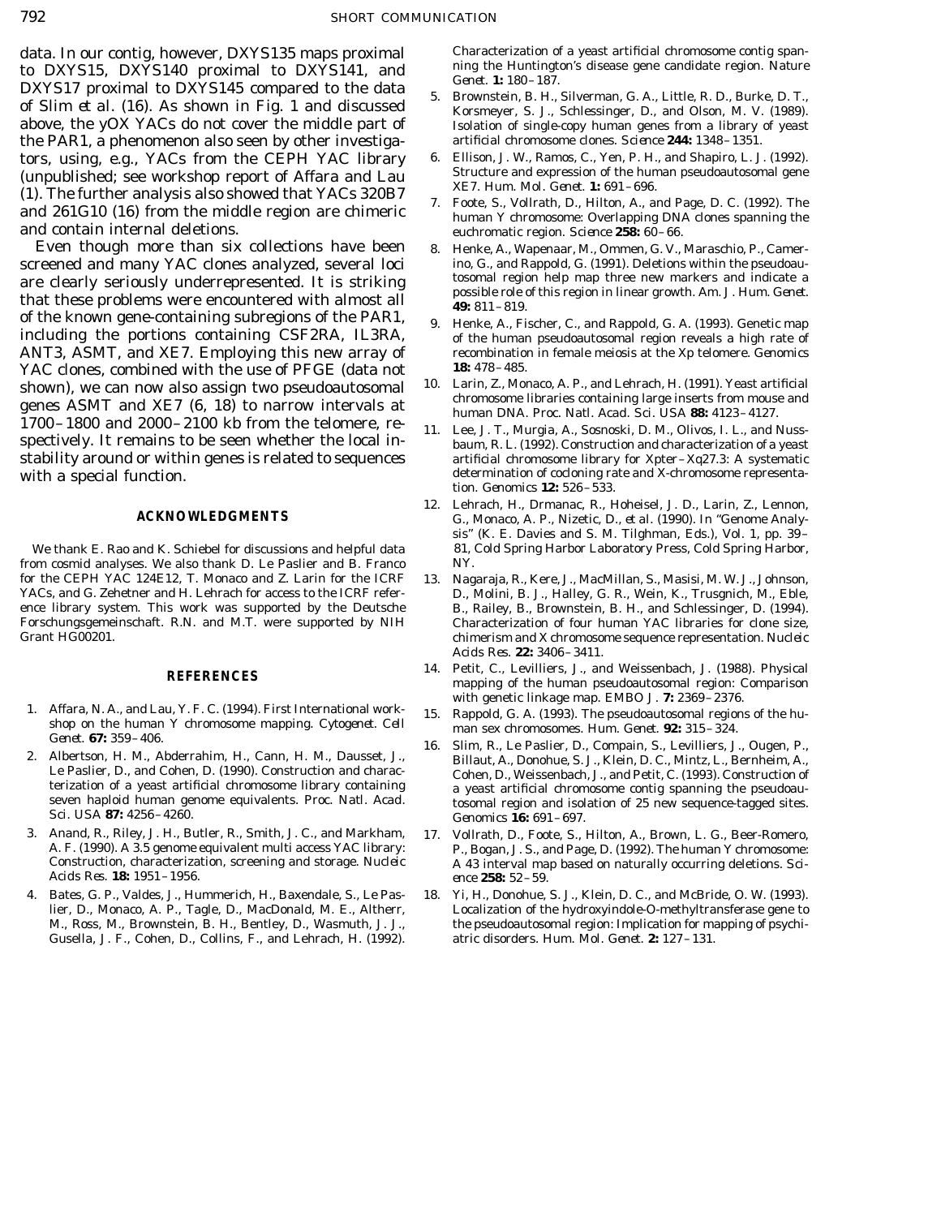data. In our contig, however, DXYS135 maps proximal to DXYS15, DXYS140 proximal to DXYS141, and DXYS17 proximal to DXYS145 compared to the data of Slim *et al.* (16). As shown in Fig. 1 and discussed above, the yOX YACs do not cover the middle part of the PAR1, a phenomenon also seen by other investigators, using, e.g., YACs from the CEPH YAC library (unpublished; see workshop report of Affara and Lau (1). The further analysis also showed that YACs 320B7 and 261G10 (16) from the middle region are chimeric and contain internal deletions.

Even though more than six collections have been screened and many YAC clones analyzed, several loci are clearly seriously underrepresented. It is striking that these problems were encountered with almost all of the known gene-containing subregions of the PAR1, including the portions containing CSF2RA, IL3RA, ANT3, ASMT, and XE7. Employing this new array of YAC clones, combined with the use of PFGE (data not shown), we can now also assign two pseudoautosomal genes ASMT and XE7 (6, 18) to narrow intervals at 1700–1800 and 2000–2100 kb from the telomere, respectively. It remains to be seen whether the local instability around or within genes is related to sequences with a special function.

## ACKNOWLEDGMENTS

We thank E. Rao and K. Schiebel for discussions and helpful data from cosmid analyses. We also thank D. Le Paslier and B. Franco for the CEPH YAC 124E12, T. Monaco and Z. Larin for the ICRF YACs, and G. Zehetner and H. Lehrach for access to the ICRF reference library system. This work was supported by the Deutsche Forschungsgemeinschaft. R.N. and M.T. were supported by NIH Grant HG00201.

## REFERENCES

1. Affara, N. A., and Lau, Y. F. C. (1994). First International workshop on the human Y chromosome mapping. *Cytogenet. Cell Genet.* **67:** 359–406.
2. Albertson, H. M., Abderrahim, H., Cann, H. M., Dausset, J., Le Paslier, D., and Cohen, D. (1990). Construction and characterization of a yeast artificial chromosome library containing seven haploid human genome equivalents. *Proc. Natl. Acad. Sci. USA* **87:** 4256–4260.
3. Anand, R., Riley, J. H., Butler, R., Smith, J. C., and Markham, A. F. (1990). A 3.5 genome equivalent multi access YAC library: Construction, characterization, screening and storage. *Nucleic Acids Res.* **18:** 1951–1956.
4. Bates, G. P., Valdes, J., Hummerich, H., Baxendale, S., Le Paslier, D., Monaco, A. P., Tagle, D., MacDonald, M. E., Altherr, M., Ross, M., Brownstein, B. H., Bentley, D., Wasmuth, J. J., Gusella, J. F., Cohen, D., Collins, F., and Lehrach, H. (1992). Characterization of a yeast artificial chromosome contig spanning the Huntington's disease gene candidate region. *Nature Genet.* **1:** 180–187.
5. Brownstein, B. H., Silverman, G. A., Little, R. D., Burke, D. T., Korsmeyer, S. J., Schlessinger, D., and Olson, M. V. (1989). Isolation of single-copy human genes from a library of yeast artificial chromosome clones. *Science* **244:** 1348–1351.
6. Ellison, J. W., Ramos, C., Yen, P. H., and Shapiro, L. J. (1992). Structure and expression of the human pseudoautosomal gene XE7. *Hum. Mol. Genet.* **1:** 691–696.
7. Foote, S., Vollrath, D., Hilton, A., and Page, D. C. (1992). The human Y chromosome: Overlapping DNA clones spanning the euchromatic region. *Science* **258:** 60–66.
8. Henke, A., Wapenaar, M., Ommen, G. V., Maraschio, P., Camerino, G., and Rappold, G. (1991). Deletions within the pseudoautosomal region help map three new markers and indicate a possible role of this region in linear growth. *Am. J. Hum. Genet.* **49:** 811–819.
9. Henke, A., Fischer, C., and Rappold, G. A. (1993). Genetic map of the human pseudoautosomal region reveals a high rate of recombination in female meiosis at the Xp telomere. *Genomics* **18:** 478–485.
10. Larin, Z., Monaco, A. P., and Lehrach, H. (1991). Yeast artificial chromosome libraries containing large inserts from mouse and human DNA. *Proc. Natl. Acad. Sci. USA* **88:** 4123–4127.
11. Lee, J. T., Murgia, A., Sosnoski, D. M., Olivos, I. L., and Nussbaum, R. L. (1992). Construction and characterization of a yeast artificial chromosome library for Xpter–Xq27.3: A systematic determination of cocloning rate and X-chromosome representation. *Genomics* **12:** 526–533.
12. Lehrach, H., Drmanac, R., Hoheisel, J. D., Larin, Z., Lennon, G., Monaco, A. P., Nizetic, D., *et al.* (1990). In "Genome Analysis" (K. E. Davies and S. M. Tilghman, Eds.), Vol. 1, pp. 39–81, Cold Spring Harbor Laboratory Press, Cold Spring Harbor, NY.
13. Nagaraja, R., Kere, J., MacMillan, S., Masisi, M. W. J., Johnson, D., Molini, B. J., Halley, G. R., Wein, K., Trusgnich, M., Eble, B., Railey, B., Brownstein, B. H., and Schlessinger, D. (1994). Characterization of four human YAC libraries for clone size, chimerism and X chromosome sequence representation. *Nucleic Acids Res.* **22:** 3406–3411.
14. Petit, C., Levilliers, J., and Weissenbach, J. (1988). Physical mapping of the human pseudoautosomal region: Comparison with genetic linkage map. *EMBO J.* **7:** 2369–2376.
15. Rappold, G. A. (1993). The pseudoautosomal regions of the human sex chromosomes. *Hum. Genet.* **92:** 315–324.
16. Slim, R., Le Paslier, D., Compain, S., Levilliers, J., Ougen, P., Billaut, A., Donohue, S. J., Klein, D. C., Mintz, L., Bernheim, A., Cohen, D., Weissenbach, J., and Petit, C. (1993). Construction of a yeast artificial chromosome contig spanning the pseudoautosomal region and isolation of 25 new sequence-tagged sites. *Genomics* **16:** 691–697.
17. Vollrath, D., Foote, S., Hilton, A., Brown, L. G., Beer-Romero, P., Bogan, J. S., and Page, D. (1992). The human Y chromosome: A 43 interval map based on naturally occurring deletions. *Science* **258:** 52–59.
18. Yi, H., Donohue, S. J., Klein, D. C., and McBride, O. W. (1993). Localization of the hydroxyindole-O-methyltransferase gene to the pseudoautosomal region: Implication for mapping of psychiatric disorders. *Hum. Mol. Genet.* **2:** 127–131.